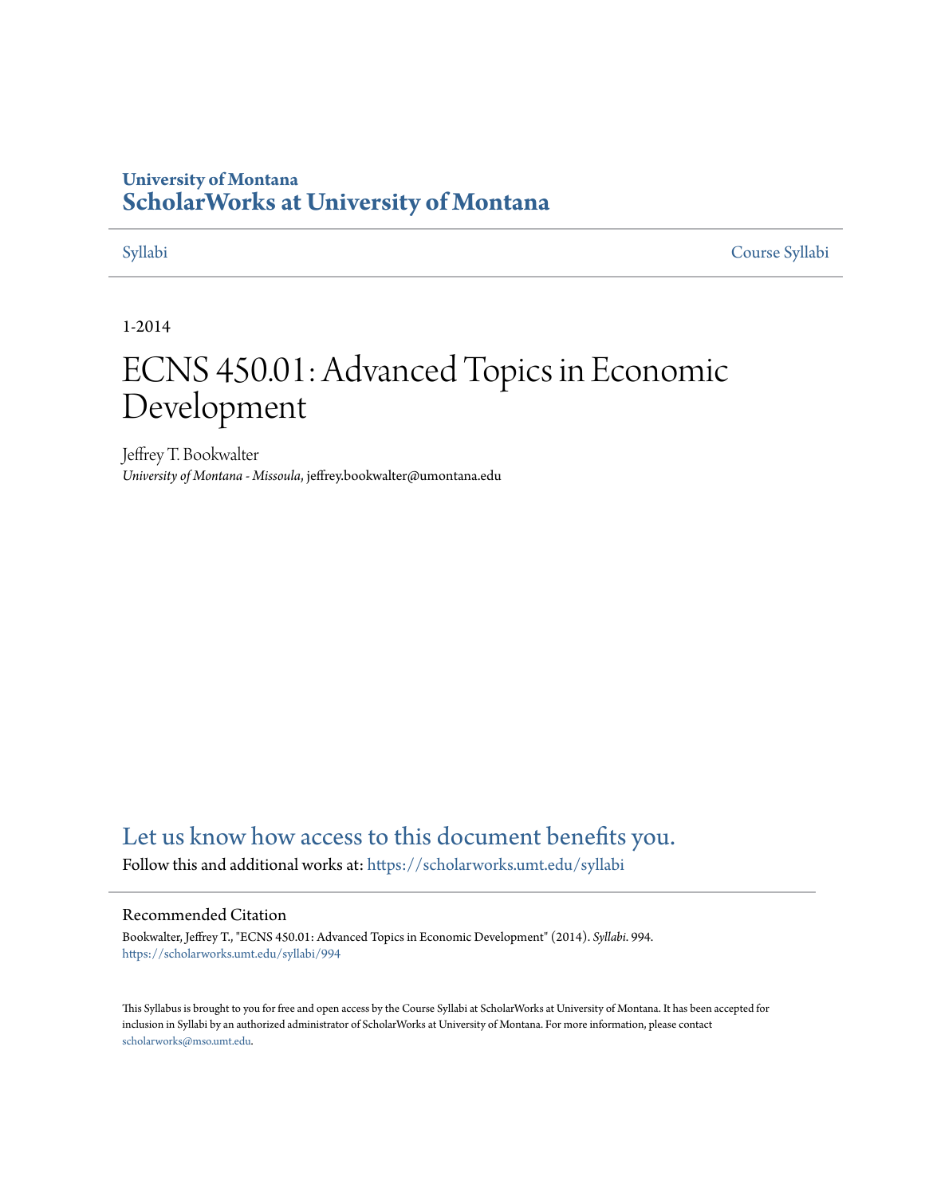University of Montana

# ScholarWorks at University of Montana

Syllabi | Course Syllabi

1-2014

# ECNS 450.01: Advanced Topics in Economic Development

Jeffrey T. Bookwalter

*University of Montana - Missoula*, jeffrey.bookwalter@umontana.edu

## Let us know how access to this document benefits you.

Follow this and additional works at: https://scholarworks.umt.edu/syllabi

### Recommended Citation

Bookwalter, Jeffrey T., "ECNS 450.01: Advanced Topics in Economic Development" (2014). *Syllabi*. 994.
https://scholarworks.umt.edu/syllabi/994

This Syllabus is brought to you for free and open access by the Course Syllabi at ScholarWorks at University of Montana. It has been accepted for inclusion in Syllabi by an authorized administrator of ScholarWorks at University of Montana. For more information, please contact scholarworks@mso.umt.edu.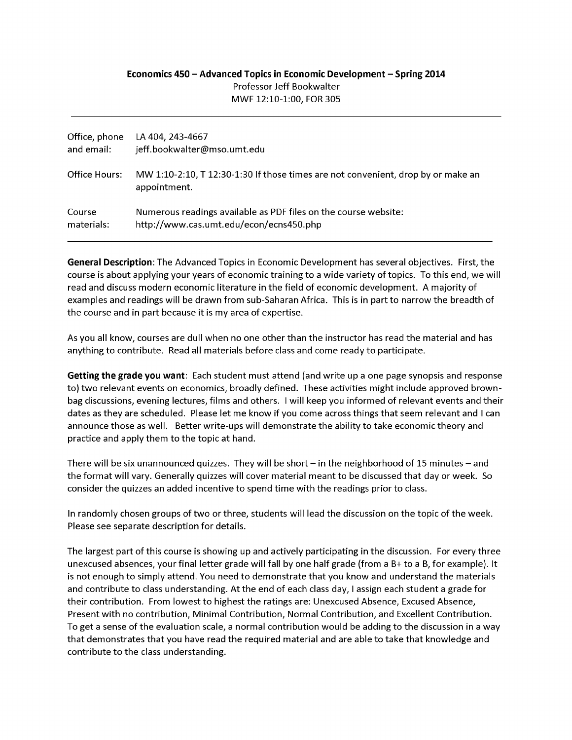**Economics 450 – Advanced Topics in Economic Development – Spring 2014**
Professor Jeff Bookwalter
MWF 12:10-1:00, FOR 305

---

| | |
|---|---|
| Office, phone and email: | LA 404, 243-4667 jeff.bookwalter@mso.umt.edu |
| Office Hours: | MW 1:10-2:10, T 12:30-1:30 If those times are not convenient, drop by or make an appointment. |
| Course materials: | Numerous readings available as PDF files on the course website: http://www.cas.umt.edu/econ/ecns450.php |

---

**General Description**: The Advanced Topics in Economic Development has several objectives. First, the course is about applying your years of economic training to a wide variety of topics. To this end, we will read and discuss modern economic literature in the field of economic development. A majority of examples and readings will be drawn from sub-Saharan Africa. This is in part to narrow the breadth of the course and in part because it is my area of expertise.

As you all know, courses are dull when no one other than the instructor has read the material and has anything to contribute. Read all materials before class and come ready to participate.

**Getting the grade you want**: Each student must attend (and write up a one page synopsis and response to) two relevant events on economics, broadly defined. These activities might include approved brown-bag discussions, evening lectures, films and others. I will keep you informed of relevant events and their dates as they are scheduled. Please let me know if you come across things that seem relevant and I can announce those as well. Better write-ups will demonstrate the ability to take economic theory and practice and apply them to the topic at hand.

There will be six unannounced quizzes. They will be short – in the neighborhood of 15 minutes – and the format will vary. Generally quizzes will cover material meant to be discussed that day or week. So consider the quizzes an added incentive to spend time with the readings prior to class.

In randomly chosen groups of two or three, students will lead the discussion on the topic of the week. Please see separate description for details.

The largest part of this course is showing up and actively participating in the discussion. For every three unexcused absences, your final letter grade will fall by one half grade (from a B+ to a B, for example). It is not enough to simply attend. You need to demonstrate that you know and understand the materials and contribute to class understanding. At the end of each class day, I assign each student a grade for their contribution. From lowest to highest the ratings are: Unexcused Absence, Excused Absence, Present with no contribution, Minimal Contribution, Normal Contribution, and Excellent Contribution. To get a sense of the evaluation scale, a normal contribution would be adding to the discussion in a way that demonstrates that you have read the required material and are able to take that knowledge and contribute to the class understanding.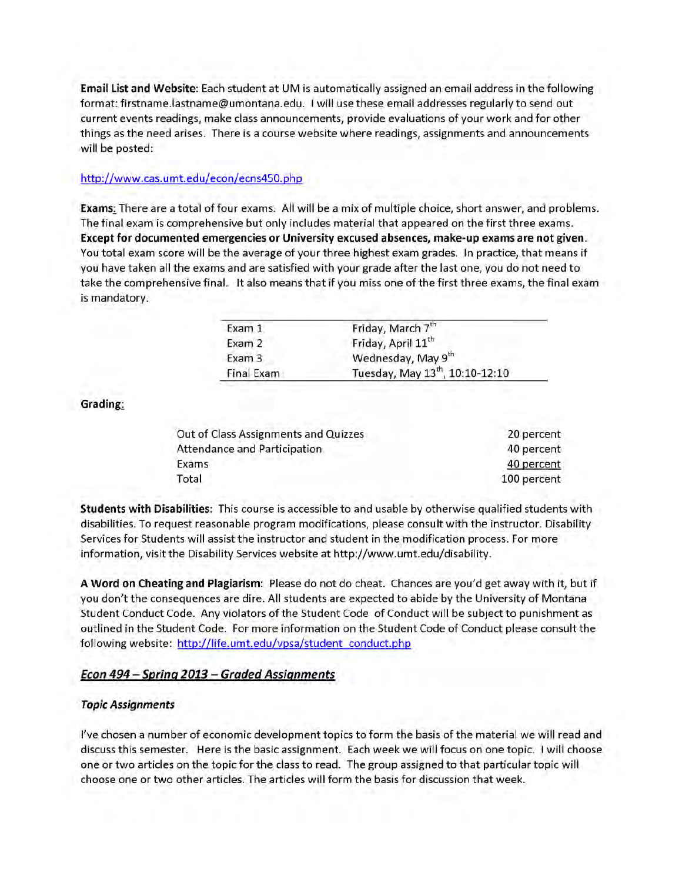**Email List and Website:** Each student at UM is automatically assigned an email address in the following format: firstname.lastname@umontana.edu. I will use these email addresses regularly to send out current events readings, make class announcements, provide evaluations of your work and for other things as the need arises. There is a course website where readings, assignments and announcements will be posted:

http://www.cas.umt.edu/econ/ecns450.php

**Exams:** There are a total of four exams. All will be a mix of multiple choice, short answer, and problems. The final exam is comprehensive but only includes material that appeared on the first three exams. **Except for documented emergencies or University excused absences, make-up exams are not given.** You total exam score will be the average of your three highest exam grades. In practice, that means if you have taken all the exams and are satisfied with your grade after the last one, you do not need to take the comprehensive final. It also means that if you miss one of the first three exams, the final exam is mandatory.

| | |
|---|---|
| Exam 1 | Friday, March 7th |
| Exam 2 | Friday, April 11th |
| Exam 3 | Wednesday, May 9th |
| Final Exam | Tuesday, May 13th, 10:10-12:10 |

**Grading:**

| | |
|---|---|
| Out of Class Assignments and Quizzes | 20 percent |
| Attendance and Participation | 40 percent |
| Exams | 40 percent |
| Total | 100 percent |

**Students with Disabilities:** This course is accessible to and usable by otherwise qualified students with disabilities. To request reasonable program modifications, please consult with the instructor. Disability Services for Students will assist the instructor and student in the modification process. For more information, visit the Disability Services website at http://www.umt.edu/disability.

**A Word on Cheating and Plagiarism:** Please do not do cheat. Chances are you'd get away with it, but if you don't the consequences are dire. All students are expected to abide by the University of Montana Student Conduct Code. Any violators of the Student Code of Conduct will be subject to punishment as outlined in the Student Code. For more information on the Student Code of Conduct please consult the following website: http://life.umt.edu/vpsa/student_conduct.php

## *Econ 494 – Spring 2013 – Graded Assignments*

### *Topic Assignments*

I've chosen a number of economic development topics to form the basis of the material we will read and discuss this semester. Here is the basic assignment. Each week we will focus on one topic. I will choose one or two articles on the topic for the class to read. The group assigned to that particular topic will choose one or two other articles. The articles will form the basis for discussion that week.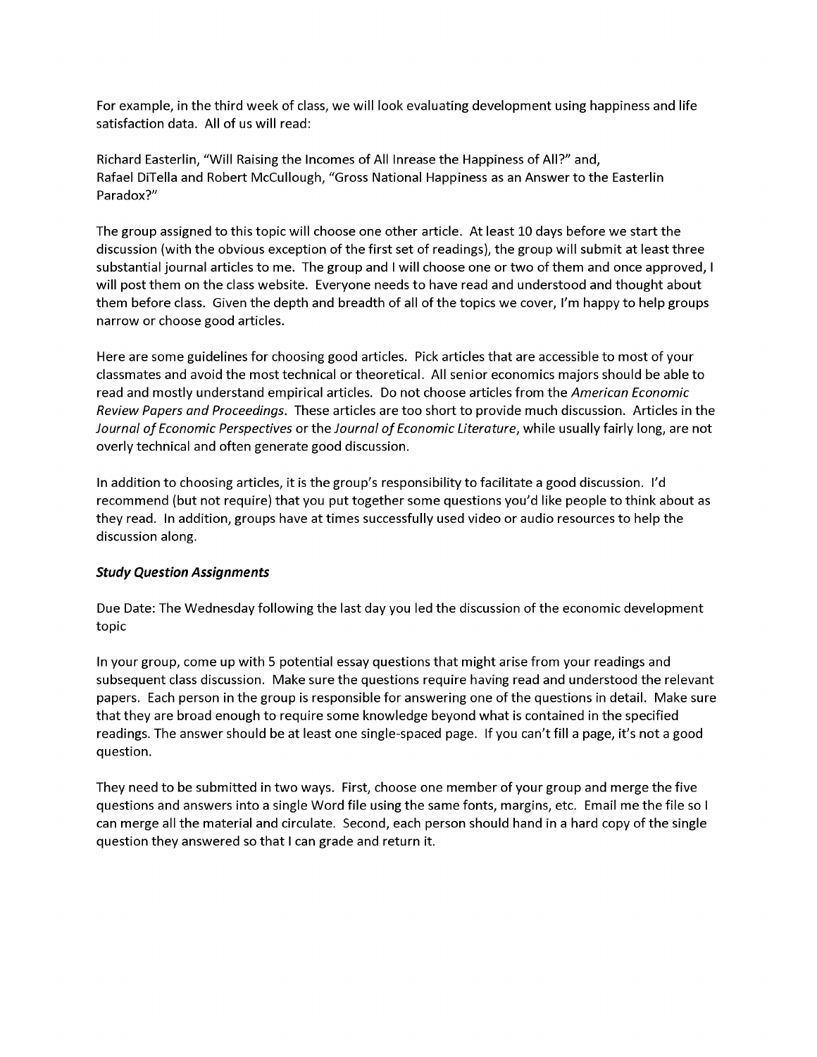For example, in the third week of class, we will look evaluating development using happiness and life satisfaction data. All of us will read:

Richard Easterlin, "Will Raising the Incomes of All Inrease the Happiness of All?" and,
Rafael DiTella and Robert McCullough, "Gross National Happiness as an Answer to the Easterlin Paradox?"

The group assigned to this topic will choose one other article. At least 10 days before we start the discussion (with the obvious exception of the first set of readings), the group will submit at least three substantial journal articles to me. The group and I will choose one or two of them and once approved, I will post them on the class website. Everyone needs to have read and understood and thought about them before class. Given the depth and breadth of all of the topics we cover, I'm happy to help groups narrow or choose good articles.

Here are some guidelines for choosing good articles. Pick articles that are accessible to most of your classmates and avoid the most technical or theoretical. All senior economics majors should be able to read and mostly understand empirical articles. Do not choose articles from the *American Economic Review Papers and Proceedings*. These articles are too short to provide much discussion. Articles in the *Journal of Economic Perspectives* or the *Journal of Economic Literature*, while usually fairly long, are not overly technical and often generate good discussion.

In addition to choosing articles, it is the group's responsibility to facilitate a good discussion. I'd recommend (but not require) that you put together some questions you'd like people to think about as they read. In addition, groups have at times successfully used video or audio resources to help the discussion along.

### ***Study Question Assignments***

Due Date: The Wednesday following the last day you led the discussion of the economic development topic

In your group, come up with 5 potential essay questions that might arise from your readings and subsequent class discussion. Make sure the questions require having read and understood the relevant papers. Each person in the group is responsible for answering one of the questions in detail. Make sure that they are broad enough to require some knowledge beyond what is contained in the specified readings. The answer should be at least one single-spaced page. If you can't fill a page, it's not a good question.

They need to be submitted in two ways. First, choose one member of your group and merge the five questions and answers into a single Word file using the same fonts, margins, etc. Email me the file so I can merge all the material and circulate. Second, each person should hand in a hard copy of the single question they answered so that I can grade and return it.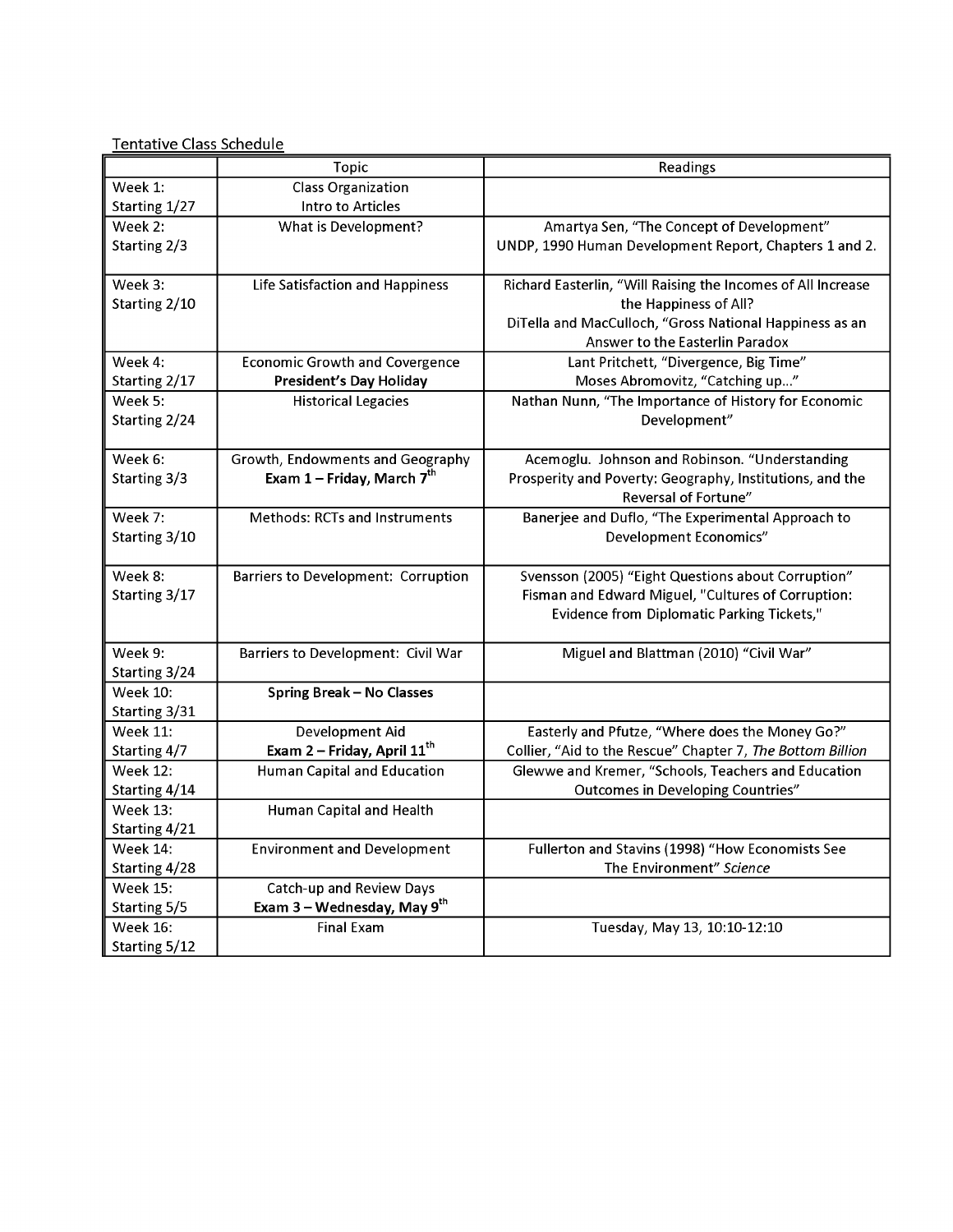Tentative Class Schedule

| | Topic | Readings |
|---|---|---|
| Week 1: Starting 1/27 | Class Organization Intro to Articles | |
| Week 2: Starting 2/3 | What is Development? | Amartya Sen, "The Concept of Development" UNDP, 1990 Human Development Report, Chapters 1 and 2. |
| Week 3: Starting 2/10 | Life Satisfaction and Happiness | Richard Easterlin, "Will Raising the Incomes of All Increase the Happiness of All? DiTella and MacCulloch, "Gross National Happiness as an Answer to the Easterlin Paradox |
| Week 4: Starting 2/17 | Economic Growth and Covergence **President's Day Holiday** | Lant Pritchett, "Divergence, Big Time" Moses Abromovitz, "Catching up…" |
| Week 5: Starting 2/24 | Historical Legacies | Nathan Nunn, "The Importance of History for Economic Development" |
| Week 6: Starting 3/3 | Growth, Endowments and Geography **Exam 1 – Friday, March 7th** | Acemoglu. Johnson and Robinson. "Understanding Prosperity and Poverty: Geography, Institutions, and the Reversal of Fortune" |
| Week 7: Starting 3/10 | Methods: RCTs and Instruments | Banerjee and Duflo, "The Experimental Approach to Development Economics" |
| Week 8: Starting 3/17 | Barriers to Development: Corruption | Svensson (2005) "Eight Questions about Corruption" Fisman and Edward Miguel, "Cultures of Corruption: Evidence from Diplomatic Parking Tickets," |
| Week 9: Starting 3/24 | Barriers to Development: Civil War | Miguel and Blattman (2010) "Civil War" |
| Week 10: Starting 3/31 | **Spring Break – No Classes** | |
| Week 11: Starting 4/7 | Development Aid **Exam 2 – Friday, April 11th** | Easterly and Pfutze, "Where does the Money Go?" Collier, "Aid to the Rescue" Chapter 7, *The Bottom Billion* |
| Week 12: Starting 4/14 | Human Capital and Education | Glewwe and Kremer, "Schools, Teachers and Education Outcomes in Developing Countries" |
| Week 13: Starting 4/21 | Human Capital and Health | |
| Week 14: Starting 4/28 | Environment and Development | Fullerton and Stavins (1998) "How Economists See The Environment" *Science* |
| Week 15: Starting 5/5 | Catch-up and Review Days **Exam 3 – Wednesday, May 9th** | |
| Week 16: Starting 5/12 | Final Exam | Tuesday, May 13, 10:10-12:10 |